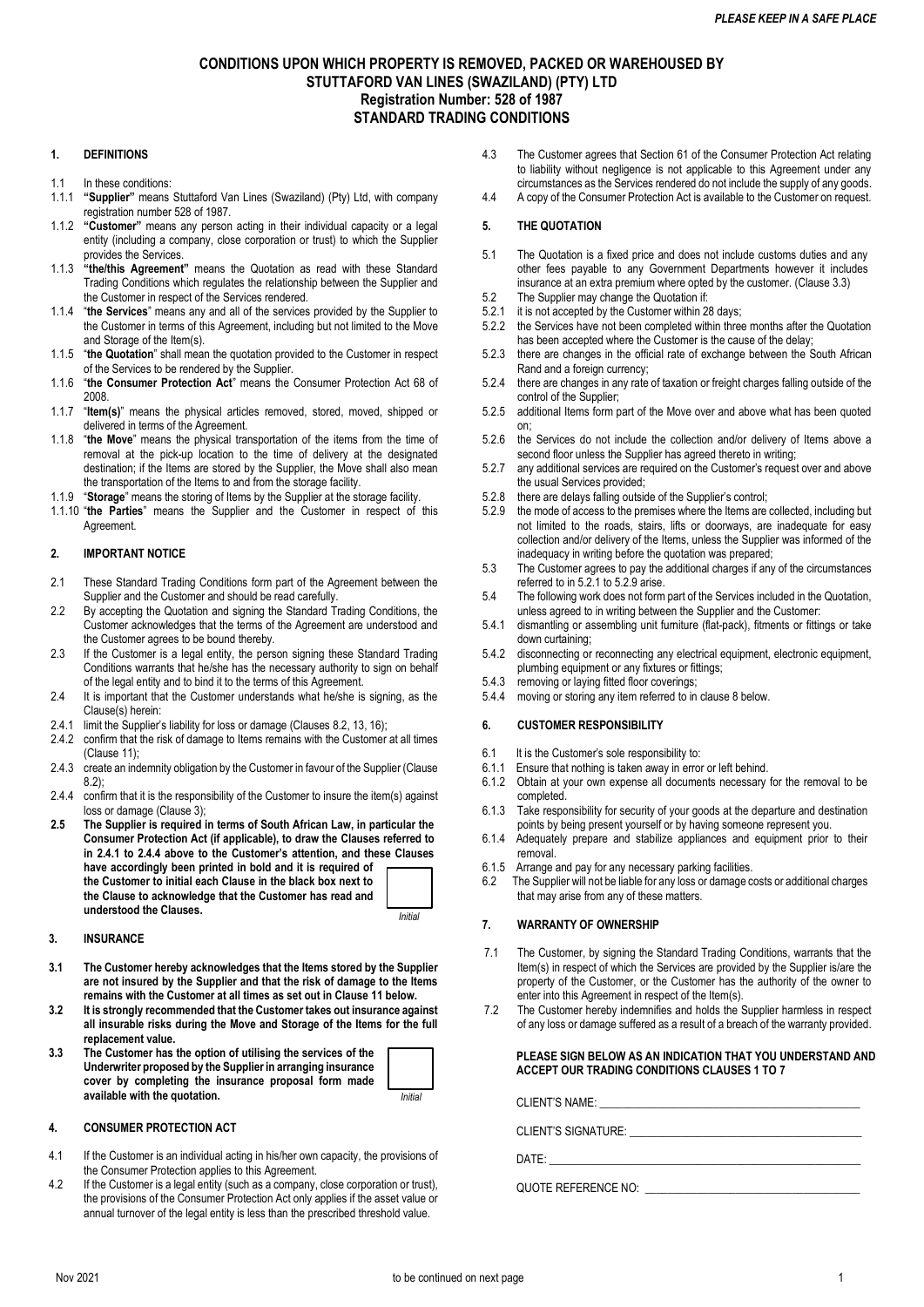*PLEASE KEEP IN A SAFE PLACE*

# CONDITIONS UPON WHICH PROPERTY IS REMOVED, PACKED OR WAREHOUSED BY STUTTAFORD VAN LINES (SWAZILAND) (PTY) LTD
## Registration Number: 528 of 1987
## STANDARD TRADING CONDITIONS

### 1. DEFINITIONS

1.1 In these conditions:

1.1.1 **"Supplier"** means Stuttaford Van Lines (Swaziland) (Pty) Ltd, with company registration number 528 of 1987.

1.1.2 **"Customer"** means any person acting in their individual capacity or a legal entity (including a company, close corporation or trust) to which the Supplier provides the Services.

1.1.3 **"the/this Agreement"** means the Quotation as read with these Standard Trading Conditions which regulates the relationship between the Supplier and the Customer in respect of the Services rendered.

1.1.4 "**the Services**" means any and all of the services provided by the Supplier to the Customer in terms of this Agreement, including but not limited to the Move and Storage of the Item(s).

1.1.5 "**the Quotation**" shall mean the quotation provided to the Customer in respect of the Services to be rendered by the Supplier.

1.1.6 "**the Consumer Protection Act**" means the Consumer Protection Act 68 of 2008.

1.1.7 "**Item(s)**" means the physical articles removed, stored, moved, shipped or delivered in terms of the Agreement.

1.1.8 "**the Move**" means the physical transportation of the items from the time of removal at the pick-up location to the time of delivery at the designated destination; if the Items are stored by the Supplier, the Move shall also mean the transportation of the Items to and from the storage facility.

1.1.9 "**Storage**" means the storing of Items by the Supplier at the storage facility.

1.1.10 "**the Parties**" means the Supplier and the Customer in respect of this Agreement.

### 2. IMPORTANT NOTICE

2.1 These Standard Trading Conditions form part of the Agreement between the Supplier and the Customer and should be read carefully.

2.2 By accepting the Quotation and signing the Standard Trading Conditions, the Customer acknowledges that the terms of the Agreement are understood and the Customer agrees to be bound thereby.

2.3 If the Customer is a legal entity, the person signing these Standard Trading Conditions warrants that he/she has the necessary authority to sign on behalf of the legal entity and to bind it to the terms of this Agreement.

2.4 It is important that the Customer understands what he/she is signing, as the Clause(s) herein:

2.4.1 limit the Supplier's liability for loss or damage (Clauses 8.2, 13, 16);

2.4.2 confirm that the risk of damage to Items remains with the Customer at all times (Clause 11);

2.4.3 create an indemnity obligation by the Customer in favour of the Supplier (Clause 8.2);

2.4.4 confirm that it is the responsibility of the Customer to insure the item(s) against loss or damage (Clause 3);

**2.5 The Supplier is required in terms of South African Law, in particular the Consumer Protection Act (if applicable), to draw the Clauses referred to in 2.4.1 to 2.4.4 above to the Customer's attention, and these Clauses have accordingly been printed in bold and it is required of the Customer to initial each Clause in the black box next to the Clause to acknowledge that the Customer has read and understood the Clauses.**

*Initial*

### 3. INSURANCE

**3.1 The Customer hereby acknowledges that the Items stored by the Supplier are not insured by the Supplier and that the risk of damage to the Items remains with the Customer at all times as set out in Clause 11 below.**

**3.2 It is strongly recommended that the Customer takes out insurance against all insurable risks during the Move and Storage of the Items for the full replacement value.**

**3.3 The Customer has the option of utilising the services of the Underwriter proposed by the Supplier in arranging insurance cover by completing the insurance proposal form made available with the quotation.**

*Initial*

### 4. CONSUMER PROTECTION ACT

4.1 If the Customer is an individual acting in his/her own capacity, the provisions of the Consumer Protection applies to this Agreement.

4.2 If the Customer is a legal entity (such as a company, close corporation or trust), the provisions of the Consumer Protection Act only applies if the asset value or annual turnover of the legal entity is less than the prescribed threshold value.

4.3 The Customer agrees that Section 61 of the Consumer Protection Act relating to liability without negligence is not applicable to this Agreement under any circumstances as the Services rendered do not include the supply of any goods.

4.4 A copy of the Consumer Protection Act is available to the Customer on request.

### 5. THE QUOTATION

5.1 The Quotation is a fixed price and does not include customs duties and any other fees payable to any Government Departments however it includes insurance at an extra premium where opted by the customer. (Clause 3.3)

5.2 The Supplier may change the Quotation if:

5.2.1 it is not accepted by the Customer within 28 days;

5.2.2 the Services have not been completed within three months after the Quotation has been accepted where the Customer is the cause of the delay;

5.2.3 there are changes in the official rate of exchange between the South African Rand and a foreign currency;

5.2.4 there are changes in any rate of taxation or freight charges falling outside of the control of the Supplier;

5.2.5 additional Items form part of the Move over and above what has been quoted on;

5.2.6 the Services do not include the collection and/or delivery of Items above a second floor unless the Supplier has agreed thereto in writing;

5.2.7 any additional services are required on the Customer's request over and above the usual Services provided;

5.2.8 there are delays falling outside of the Supplier's control;

5.2.9 the mode of access to the premises where the Items are collected, including but not limited to the roads, stairs, lifts or doorways, are inadequate for easy collection and/or delivery of the Items, unless the Supplier was informed of the inadequacy in writing before the quotation was prepared;

5.3 The Customer agrees to pay the additional charges if any of the circumstances referred to in 5.2.1 to 5.2.9 arise.

5.4 The following work does not form part of the Services included in the Quotation, unless agreed to in writing between the Supplier and the Customer:

5.4.1 dismantling or assembling unit furniture (flat-pack), fitments or fittings or take down curtaining;

5.4.2 disconnecting or reconnecting any electrical equipment, electronic equipment, plumbing equipment or any fixtures or fittings;

5.4.3 removing or laying fitted floor coverings;

5.4.4 moving or storing any item referred to in clause 8 below.

### 6. CUSTOMER RESPONSIBILITY

6.1 It is the Customer's sole responsibility to:

6.1.1 Ensure that nothing is taken away in error or left behind.

6.1.2 Obtain at your own expense all documents necessary for the removal to be completed.

6.1.3 Take responsibility for security of your goods at the departure and destination points by being present yourself or by having someone represent you.

6.1.4 Adequately prepare and stabilize appliances and equipment prior to their removal.

6.1.5 Arrange and pay for any necessary parking facilities.

6.2 The Supplier will not be liable for any loss or damage costs or additional charges that may arise from any of these matters.

### 7. WARRANTY OF OWNERSHIP

7.1 The Customer, by signing the Standard Trading Conditions, warrants that the Item(s) in respect of which the Services are provided by the Supplier is/are the property of the Customer, or the Customer has the authority of the owner to enter into this Agreement in respect of the Item(s).

7.2 The Customer hereby indemnifies and holds the Supplier harmless in respect of any loss or damage suffered as a result of a breach of the warranty provided.

**PLEASE SIGN BELOW AS AN INDICATION THAT YOU UNDERSTAND AND ACCEPT OUR TRADING CONDITIONS CLAUSES 1 TO 7**

CLIENT'S NAME: ____________________________________________

CLIENT'S SIGNATURE: ______________________________________

DATE: ____________________________________________________

QUOTE REFERENCE NO: _____________________________________

Nov 2021

to be continued on next page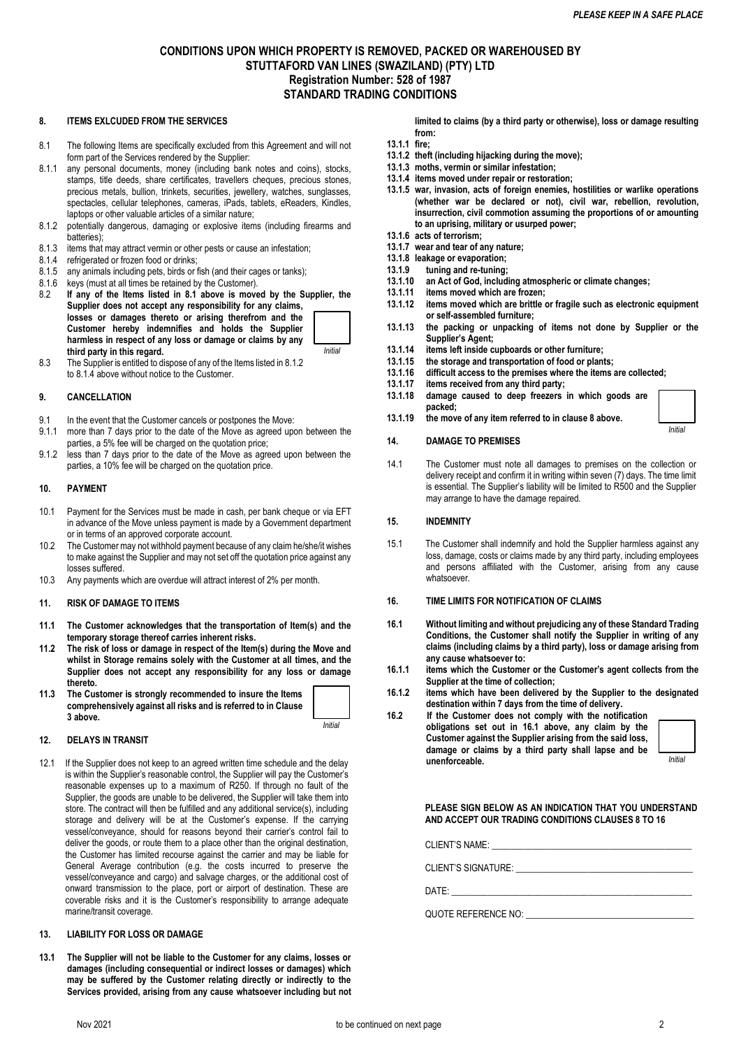# CONDITIONS UPON WHICH PROPERTY IS REMOVED, PACKED OR WAREHOUSED BY STUTTAFORD VAN LINES (SWAZILAND) (PTY) LTD
## Registration Number: 528 of 1987
## STANDARD TRADING CONDITIONS

### 8. ITEMS EXLCUDED FROM THE SERVICES

8.1 The following Items are specifically excluded from this Agreement and will not form part of the Services rendered by the Supplier:

8.1.1 any personal documents, money (including bank notes and coins), stocks, stamps, title deeds, share certificates, travellers cheques, precious stones, precious metals, bullion, trinkets, securities, jewellery, watches, sunglasses, spectacles, cellular telephones, cameras, iPads, tablets, eReaders, Kindles, laptops or other valuable articles of a similar nature;

8.1.2 potentially dangerous, damaging or explosive items (including firearms and batteries);

8.1.3 items that may attract vermin or other pests or cause an infestation;

8.1.4 refrigerated or frozen food or drinks;

8.1.5 any animals including pets, birds or fish (and their cages or tanks);

8.1.6 keys (must at all times be retained by the Customer).

**8.2 If any of the Items listed in 8.1 above is moved by the Supplier, the Supplier does not accept any responsibility for any claims, losses or damages thereto or arising therefrom and the Customer hereby indemnifies and holds the Supplier harmless in respect of any loss or damage or claims by any third party in this regard.**

*Initial*

8.3 The Supplier is entitled to dispose of any of the Items listed in 8.1.2 to 8.1.4 above without notice to the Customer.

### 9. CANCELLATION

9.1 In the event that the Customer cancels or postpones the Move:

9.1.1 more than 7 days prior to the date of the Move as agreed upon between the parties, a 5% fee will be charged on the quotation price;

9.1.2 less than 7 days prior to the date of the Move as agreed upon between the parties, a 10% fee will be charged on the quotation price.

### 10. PAYMENT

10.1 Payment for the Services must be made in cash, per bank cheque or via EFT in advance of the Move unless payment is made by a Government department or in terms of an approved corporate account.

10.2 The Customer may not withhold payment because of any claim he/she/it wishes to make against the Supplier and may not set off the quotation price against any losses suffered.

10.3 Any payments which are overdue will attract interest of 2% per month.

### 11. RISK OF DAMAGE TO ITEMS

**11.1 The Customer acknowledges that the transportation of Item(s) and the temporary storage thereof carries inherent risks.**

**11.2 The risk of loss or damage in respect of the Item(s) during the Move and whilst in Storage remains solely with the Customer at all times, and the Supplier does not accept any responsibility for any loss or damage thereto.**

**11.3 The Customer is strongly recommended to insure the Items comprehensively against all risks and is referred to in Clause 3 above.**

*Initial*

### 12. DELAYS IN TRANSIT

12.1 If the Supplier does not keep to an agreed written time schedule and the delay is within the Supplier's reasonable control, the Supplier will pay the Customer's reasonable expenses up to a maximum of R250. If through no fault of the Supplier, the goods are unable to be delivered, the Supplier will take them into store. The contract will then be fulfilled and any additional service(s), including storage and delivery will be at the Customer's expense. If the carrying vessel/conveyance, should for reasons beyond their carrier's control fail to deliver the goods, or route them to a place other than the original destination, the Customer has limited recourse against the carrier and may be liable for General Average contribution (e.g. the costs incurred to preserve the vessel/conveyance and cargo) and salvage charges, or the additional cost of onward transmission to the place, port or airport of destination. These are coverable risks and it is the Customer's responsibility to arrange adequate marine/transit coverage.

### 13. LIABILITY FOR LOSS OR DAMAGE

**13.1 The Supplier will not be liable to the Customer for any claims, losses or damages (including consequential or indirect losses or damages) which may be suffered by the Customer relating directly or indirectly to the Services provided, arising from any cause whatsoever including but not limited to claims (by a third party or otherwise), loss or damage resulting from:**

**13.1.1 fire;**

**13.1.2 theft (including hijacking during the move);**

**13.1.3 moths, vermin or similar infestation;**

**13.1.4 items moved under repair or restoration;**

**13.1.5 war, invasion, acts of foreign enemies, hostilities or warlike operations (whether war be declared or not), civil war, rebellion, revolution, insurrection, civil commotion assuming the proportions of or amounting to an uprising, military or usurped power;**

**13.1.6 acts of terrorism;**

**13.1.7 wear and tear of any nature;**

**13.1.8 leakage or evaporation;**

**13.1.9 tuning and re-tuning;**

**13.1.10 an Act of God, including atmospheric or climate changes;**

**13.1.11 items moved which are frozen;**

**13.1.12 items moved which are brittle or fragile such as electronic equipment or self-assembled furniture;**

**13.1.13 the packing or unpacking of items not done by Supplier or the Supplier's Agent;**

**13.1.14 items left inside cupboards or other furniture;**

**13.1.15 the storage and transportation of food or plants;**

**13.1.16 difficult access to the premises where the items are collected;**

**13.1.17 items received from any third party;**

**13.1.18 damage caused to deep freezers in which goods are packed;**

**13.1.19 the move of any item referred to in clause 8 above.**

*Initial*

### 14. DAMAGE TO PREMISES

14.1 The Customer must note all damages to premises on the collection or delivery receipt and confirm it in writing within seven (7) days. The time limit is essential. The Supplier's liability will be limited to R500 and the Supplier may arrange to have the damage repaired.

### 15. INDEMNITY

15.1 The Customer shall indemnify and hold the Supplier harmless against any loss, damage, costs or claims made by any third party, including employees and persons affiliated with the Customer, arising from any cause whatsoever.

### 16. TIME LIMITS FOR NOTIFICATION OF CLAIMS

**16.1 Without limiting and without prejudicing any of these Standard Trading Conditions, the Customer shall notify the Supplier in writing of any claims (including claims by a third party), loss or damage arising from any cause whatsoever to:**

**16.1.1 items which the Customer or the Customer's agent collects from the Supplier at the time of collection;**

**16.1.2 items which have been delivered by the Supplier to the designated destination within 7 days from the time of delivery.**

**16.2 If the Customer does not comply with the notification obligations set out in 16.1 above, any claim by the Customer against the Supplier arising from the said loss, damage or claims by a third party shall lapse and be unenforceable.**

*Initial*

**PLEASE SIGN BELOW AS AN INDICATION THAT YOU UNDERSTAND AND ACCEPT OUR TRADING CONDITIONS CLAUSES 8 TO 16**

CLIENT'S NAME: ____________________________________________

CLIENT'S SIGNATURE: ______________________________________

DATE: ____________________________________________________

QUOTE REFERENCE NO: ____________________________________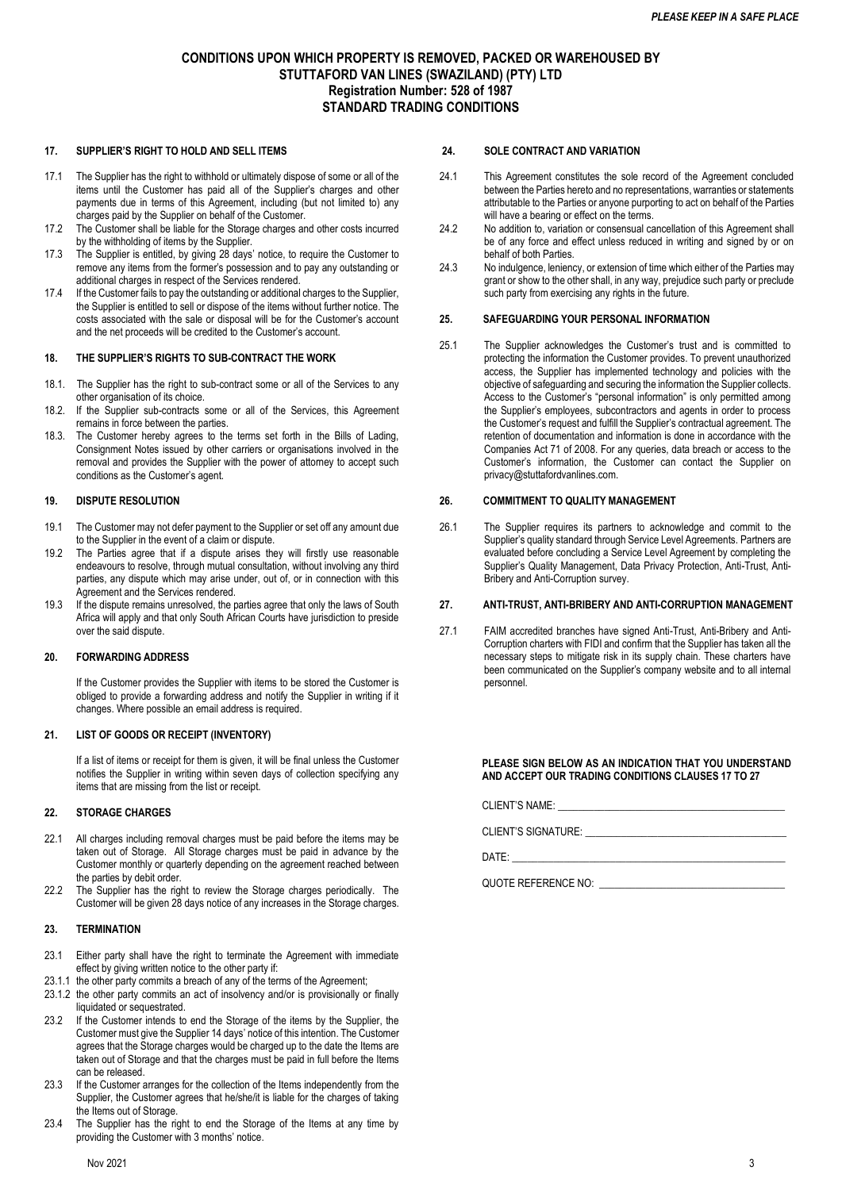*PLEASE KEEP IN A SAFE PLACE*

# CONDITIONS UPON WHICH PROPERTY IS REMOVED, PACKED OR WAREHOUSED BY STUTTAFORD VAN LINES (SWAZILAND) (PTY) LTD
## Registration Number: 528 of 1987
## STANDARD TRADING CONDITIONS

### 17. SUPPLIER'S RIGHT TO HOLD AND SELL ITEMS

17.1 The Supplier has the right to withhold or ultimately dispose of some or all of the items until the Customer has paid all of the Supplier's charges and other payments due in terms of this Agreement, including (but not limited to) any charges paid by the Supplier on behalf of the Customer.

17.2 The Customer shall be liable for the Storage charges and other costs incurred by the withholding of items by the Supplier.

17.3 The Supplier is entitled, by giving 28 days' notice, to require the Customer to remove any items from the former's possession and to pay any outstanding or additional charges in respect of the Services rendered.

17.4 If the Customer fails to pay the outstanding or additional charges to the Supplier, the Supplier is entitled to sell or dispose of the items without further notice. The costs associated with the sale or disposal will be for the Customer's account and the net proceeds will be credited to the Customer's account.

### 18. THE SUPPLIER'S RIGHTS TO SUB-CONTRACT THE WORK

18.1. The Supplier has the right to sub-contract some or all of the Services to any other organisation of its choice.

18.2. If the Supplier sub-contracts some or all of the Services, this Agreement remains in force between the parties.

18.3. The Customer hereby agrees to the terms set forth in the Bills of Lading, Consignment Notes issued by other carriers or organisations involved in the removal and provides the Supplier with the power of attorney to accept such conditions as the Customer's agent.

### 19. DISPUTE RESOLUTION

19.1 The Customer may not defer payment to the Supplier or set off any amount due to the Supplier in the event of a claim or dispute.

19.2 The Parties agree that if a dispute arises they will firstly use reasonable endeavours to resolve, through mutual consultation, without involving any third parties, any dispute which may arise under, out of, or in connection with this Agreement and the Services rendered.

19.3 If the dispute remains unresolved, the parties agree that only the laws of South Africa will apply and that only South African Courts have jurisdiction to preside over the said dispute.

### 20. FORWARDING ADDRESS

If the Customer provides the Supplier with items to be stored the Customer is obliged to provide a forwarding address and notify the Supplier in writing if it changes. Where possible an email address is required.

### 21. LIST OF GOODS OR RECEIPT (INVENTORY)

If a list of items or receipt for them is given, it will be final unless the Customer notifies the Supplier in writing within seven days of collection specifying any items that are missing from the list or receipt.

### 22. STORAGE CHARGES

22.1 All charges including removal charges must be paid before the items may be taken out of Storage. All Storage charges must be paid in advance by the Customer monthly or quarterly depending on the agreement reached between the parties by debit order.

22.2 The Supplier has the right to review the Storage charges periodically. The Customer will be given 28 days notice of any increases in the Storage charges.

### 23. TERMINATION

23.1 Either party shall have the right to terminate the Agreement with immediate effect by giving written notice to the other party if:

23.1.1 the other party commits a breach of any of the terms of the Agreement;

23.1.2 the other party commits an act of insolvency and/or is provisionally or finally liquidated or sequestrated.

23.2 If the Customer intends to end the Storage of the items by the Supplier, the Customer must give the Supplier 14 days' notice of this intention. The Customer agrees that the Storage charges would be charged up to the date the Items are taken out of Storage and that the charges must be paid in full before the Items can be released.

23.3 If the Customer arranges for the collection of the Items independently from the Supplier, the Customer agrees that he/she/it is liable for the charges of taking the Items out of Storage.

23.4 The Supplier has the right to end the Storage of the Items at any time by providing the Customer with 3 months' notice.

### 24. SOLE CONTRACT AND VARIATION

24.1 This Agreement constitutes the sole record of the Agreement concluded between the Parties hereto and no representations, warranties or statements attributable to the Parties or anyone purporting to act on behalf of the Parties will have a bearing or effect on the terms.

24.2 No addition to, variation or consensual cancellation of this Agreement shall be of any force and effect unless reduced in writing and signed by or on behalf of both Parties.

24.3 No indulgence, leniency, or extension of time which either of the Parties may grant or show to the other shall, in any way, prejudice such party or preclude such party from exercising any rights in the future.

### 25. SAFEGUARDING YOUR PERSONAL INFORMATION

25.1 The Supplier acknowledges the Customer's trust and is committed to protecting the information the Customer provides. To prevent unauthorized access, the Supplier has implemented technology and policies with the objective of safeguarding and securing the information the Supplier collects. Access to the Customer's "personal information" is only permitted among the Supplier's employees, subcontractors and agents in order to process the Customer's request and fulfill the Supplier's contractual agreement. The retention of documentation and information is done in accordance with the Companies Act 71 of 2008. For any queries, data breach or access to the Customer's information, the Customer can contact the Supplier on privacy@stuttafordvanlines.com.

### 26. COMMITMENT TO QUALITY MANAGEMENT

26.1 The Supplier requires its partners to acknowledge and commit to the Supplier's quality standard through Service Level Agreements. Partners are evaluated before concluding a Service Level Agreement by completing the Supplier's Quality Management, Data Privacy Protection, Anti-Trust, Anti-Bribery and Anti-Corruption survey.

### 27. ANTI-TRUST, ANTI-BRIBERY AND ANTI-CORRUPTION MANAGEMENT

27.1 FAIM accredited branches have signed Anti-Trust, Anti-Bribery and Anti-Corruption charters with FIDI and confirm that the Supplier has taken all the necessary steps to mitigate risk in its supply chain. These charters have been communicated on the Supplier's company website and to all internal personnel.

**PLEASE SIGN BELOW AS AN INDICATION THAT YOU UNDERSTAND AND ACCEPT OUR TRADING CONDITIONS CLAUSES 17 TO 27**

CLIENT'S NAME: ____________________________________________

CLIENT'S SIGNATURE: ______________________________________

DATE: _____________________________________________________

QUOTE REFERENCE NO: ____________________________________

Nov 2021